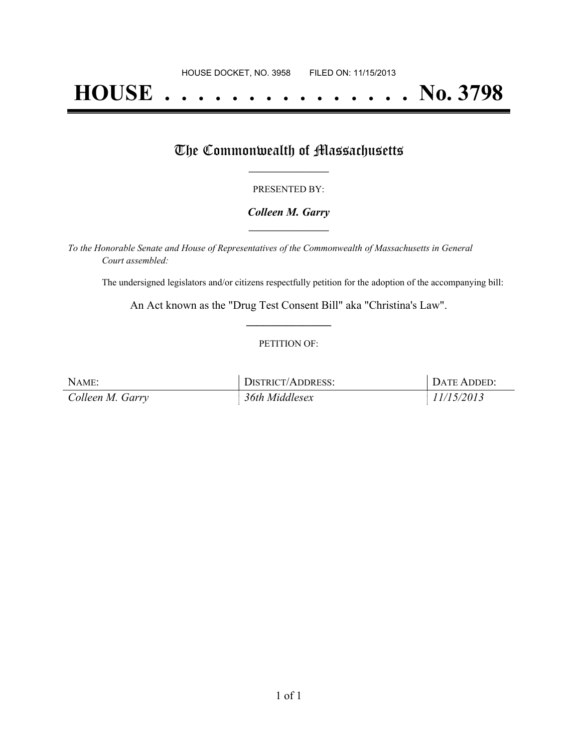HOUSE DOCKET, NO. 3958 FILED ON: 11/15/2013

# HOUSE . . . . . . . . . . . . . . . No. 3798

## The Commonwealth of Massachusetts

PRESENTED BY:

***Colleen M. Garry***

*To the Honorable Senate and House of Representatives of the Commonwealth of Massachusetts in General Court assembled:*

The undersigned legislators and/or citizens respectfully petition for the adoption of the accompanying bill:

An Act known as the "Drug Test Consent Bill" aka "Christina's Law".

PETITION OF:

| NAME: | DISTRICT/ADDRESS: | DATE ADDED: |
| --- | --- | --- |
| *Colleen M. Garry* | *36th Middlesex* | *11/15/2013* |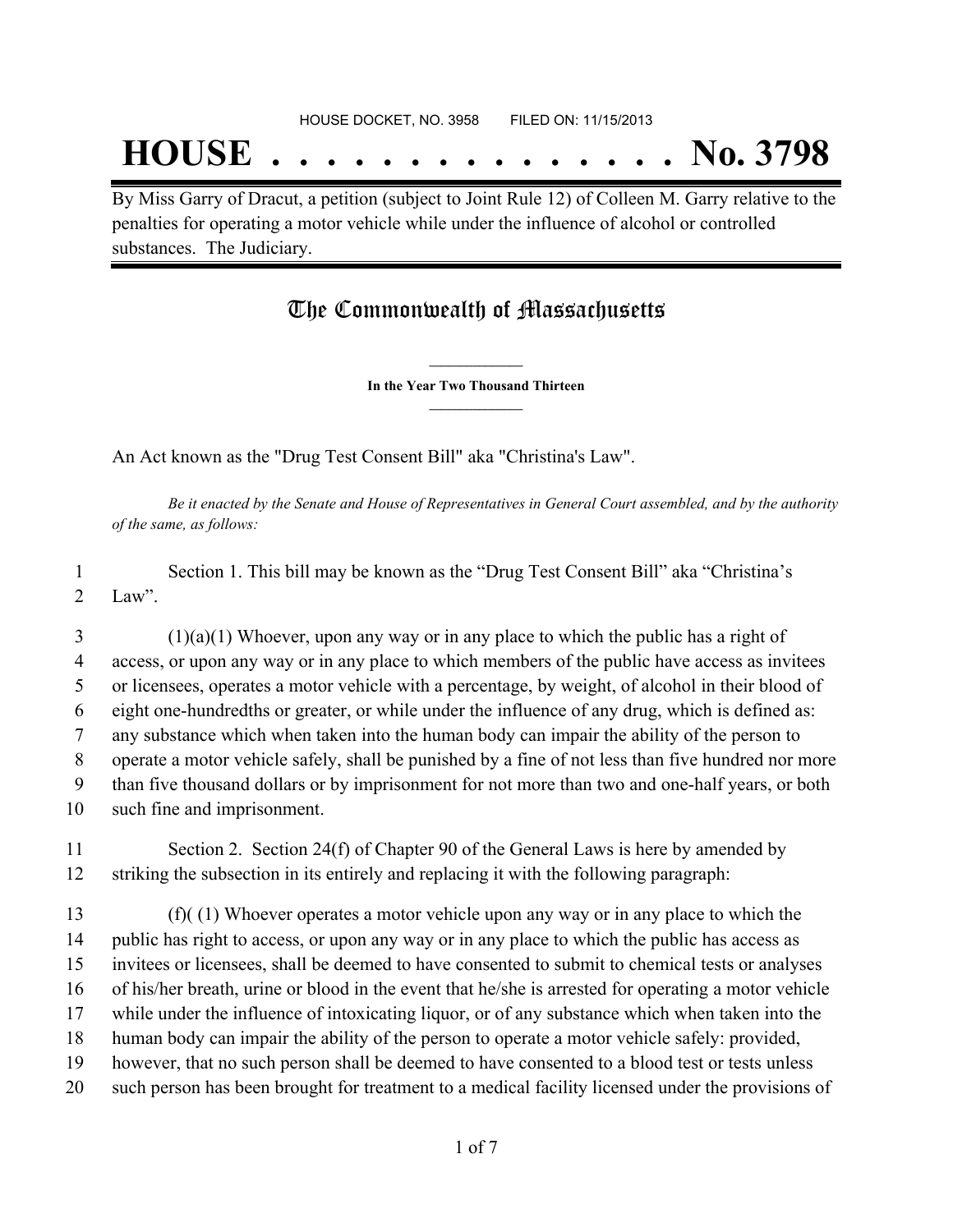HOUSE DOCKET, NO. 3958 FILED ON: 11/15/2013

# HOUSE . . . . . . . . . . . . . . . No. 3798

By Miss Garry of Dracut, a petition (subject to Joint Rule 12) of Colleen M. Garry relative to the penalties for operating a motor vehicle while under the influence of alcohol or controlled substances. The Judiciary.

## The Commonwealth of Massachusetts

**In the Year Two Thousand Thirteen**

An Act known as the "Drug Test Consent Bill" aka "Christina's Law".

*Be it enacted by the Senate and House of Representatives in General Court assembled, and by the authority of the same, as follows:*

1 Section 1. This bill may be known as the "Drug Test Consent Bill" aka "Christina's
2 Law".

3 (1)(a)(1) Whoever, upon any way or in any place to which the public has a right of
4 access, or upon any way or in any place to which members of the public have access as invitees
5 or licensees, operates a motor vehicle with a percentage, by weight, of alcohol in their blood of
6 eight one-hundredths or greater, or while under the influence of any drug, which is defined as:
7 any substance which when taken into the human body can impair the ability of the person to
8 operate a motor vehicle safely, shall be punished by a fine of not less than five hundred nor more
9 than five thousand dollars or by imprisonment for not more than two and one-half years, or both
10 such fine and imprisonment.

11 Section 2. Section 24(f) of Chapter 90 of the General Laws is here by amended by
12 striking the subsection in its entirely and replacing it with the following paragraph:

13 (f)( (1) Whoever operates a motor vehicle upon any way or in any place to which the
14 public has right to access, or upon any way or in any place to which the public has access as
15 invitees or licensees, shall be deemed to have consented to submit to chemical tests or analyses
16 of his/her breath, urine or blood in the event that he/she is arrested for operating a motor vehicle
17 while under the influence of intoxicating liquor, or of any substance which when taken into the
18 human body can impair the ability of the person to operate a motor vehicle safely: provided,
19 however, that no such person shall be deemed to have consented to a blood test or tests unless
20 such person has been brought for treatment to a medical facility licensed under the provisions of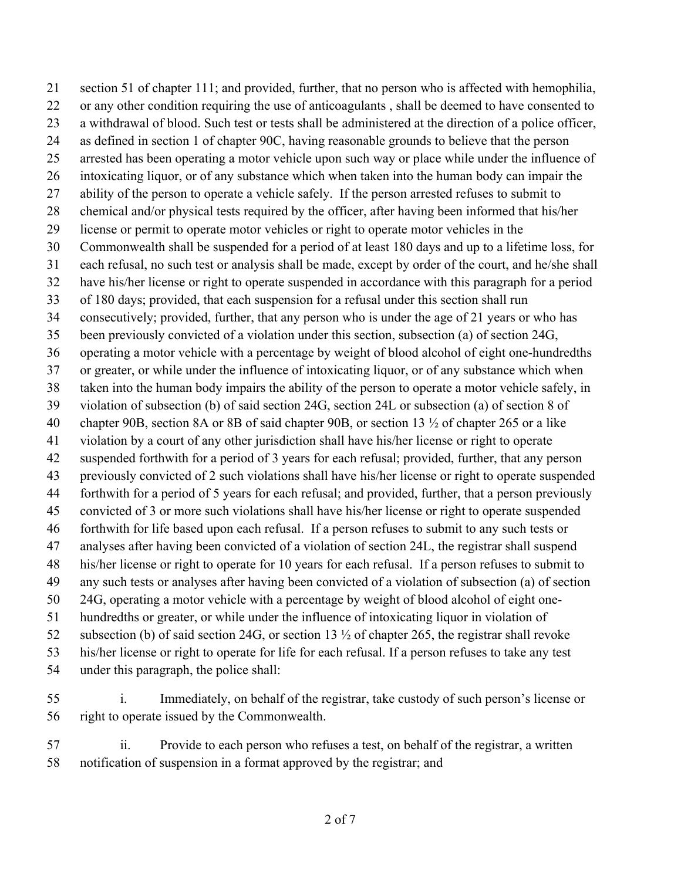section 51 of chapter 111; and provided, further, that no person who is affected with hemophilia, or any other condition requiring the use of anticoagulants , shall be deemed to have consented to a withdrawal of blood. Such test or tests shall be administered at the direction of a police officer, as defined in section 1 of chapter 90C, having reasonable grounds to believe that the person arrested has been operating a motor vehicle upon such way or place while under the influence of intoxicating liquor, or of any substance which when taken into the human body can impair the ability of the person to operate a vehicle safely. If the person arrested refuses to submit to chemical and/or physical tests required by the officer, after having been informed that his/her license or permit to operate motor vehicles or right to operate motor vehicles in the Commonwealth shall be suspended for a period of at least 180 days and up to a lifetime loss, for each refusal, no such test or analysis shall be made, except by order of the court, and he/she shall have his/her license or right to operate suspended in accordance with this paragraph for a period of 180 days; provided, that each suspension for a refusal under this section shall run consecutively; provided, further, that any person who is under the age of 21 years or who has been previously convicted of a violation under this section, subsection (a) of section 24G, operating a motor vehicle with a percentage by weight of blood alcohol of eight one-hundredths or greater, or while under the influence of intoxicating liquor, or of any substance which when taken into the human body impairs the ability of the person to operate a motor vehicle safely, in violation of subsection (b) of said section 24G, section 24L or subsection (a) of section 8 of chapter 90B, section 8A or 8B of said chapter 90B, or section 13 ½ of chapter 265 or a like violation by a court of any other jurisdiction shall have his/her license or right to operate suspended forthwith for a period of 3 years for each refusal; provided, further, that any person previously convicted of 2 such violations shall have his/her license or right to operate suspended forthwith for a period of 5 years for each refusal; and provided, further, that a person previously convicted of 3 or more such violations shall have his/her license or right to operate suspended forthwith for life based upon each refusal. If a person refuses to submit to any such tests or analyses after having been convicted of a violation of section 24L, the registrar shall suspend his/her license or right to operate for 10 years for each refusal. If a person refuses to submit to any such tests or analyses after having been convicted of a violation of subsection (a) of section 24G, operating a motor vehicle with a percentage by weight of blood alcohol of eight one-hundredths or greater, or while under the influence of intoxicating liquor in violation of subsection (b) of said section 24G, or section 13 ½ of chapter 265, the registrar shall revoke his/her license or right to operate for life for each refusal. If a person refuses to take any test under this paragraph, the police shall:

i. Immediately, on behalf of the registrar, take custody of such person's license or right to operate issued by the Commonwealth.

ii. Provide to each person who refuses a test, on behalf of the registrar, a written notification of suspension in a format approved by the registrar; and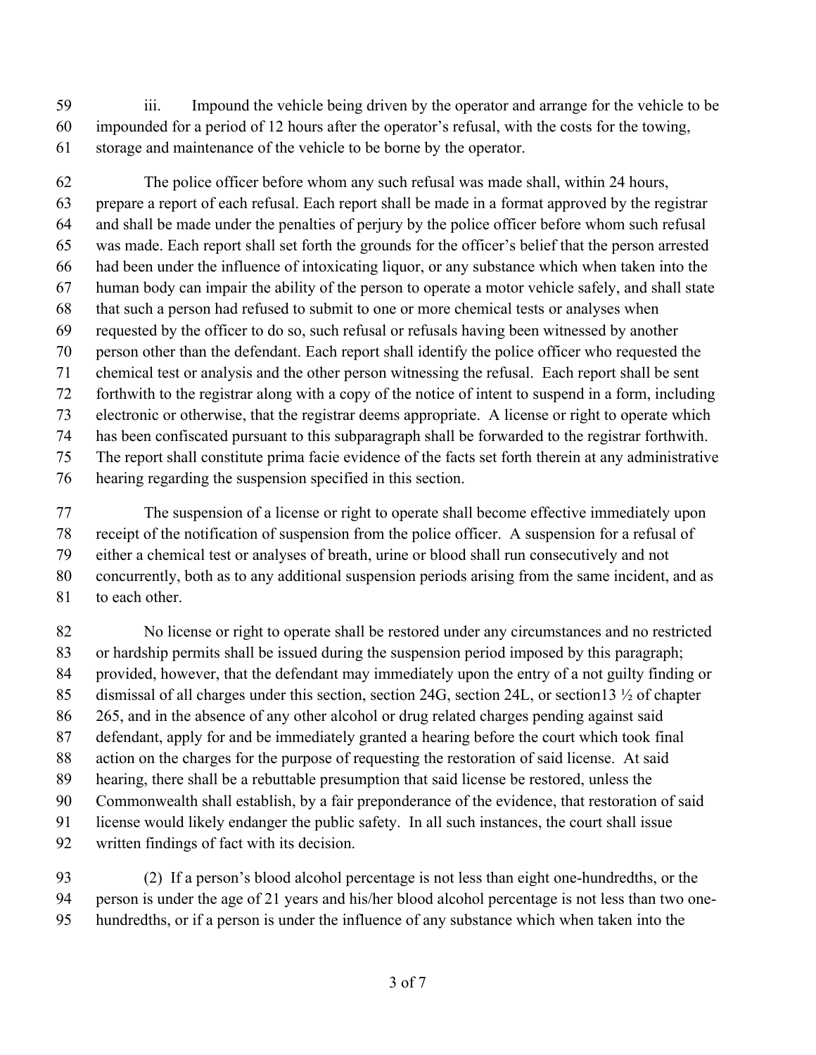iii. Impound the vehicle being driven by the operator and arrange for the vehicle to be impounded for a period of 12 hours after the operator's refusal, with the costs for the towing, storage and maintenance of the vehicle to be borne by the operator.

The police officer before whom any such refusal was made shall, within 24 hours, prepare a report of each refusal. Each report shall be made in a format approved by the registrar and shall be made under the penalties of perjury by the police officer before whom such refusal was made. Each report shall set forth the grounds for the officer's belief that the person arrested had been under the influence of intoxicating liquor, or any substance which when taken into the human body can impair the ability of the person to operate a motor vehicle safely, and shall state that such a person had refused to submit to one or more chemical tests or analyses when requested by the officer to do so, such refusal or refusals having been witnessed by another person other than the defendant. Each report shall identify the police officer who requested the chemical test or analysis and the other person witnessing the refusal. Each report shall be sent forthwith to the registrar along with a copy of the notice of intent to suspend in a form, including electronic or otherwise, that the registrar deems appropriate. A license or right to operate which has been confiscated pursuant to this subparagraph shall be forwarded to the registrar forthwith. The report shall constitute prima facie evidence of the facts set forth therein at any administrative hearing regarding the suspension specified in this section.

The suspension of a license or right to operate shall become effective immediately upon receipt of the notification of suspension from the police officer. A suspension for a refusal of either a chemical test or analyses of breath, urine or blood shall run consecutively and not concurrently, both as to any additional suspension periods arising from the same incident, and as to each other.

No license or right to operate shall be restored under any circumstances and no restricted or hardship permits shall be issued during the suspension period imposed by this paragraph; provided, however, that the defendant may immediately upon the entry of a not guilty finding or dismissal of all charges under this section, section 24G, section 24L, or section13 ½ of chapter 265, and in the absence of any other alcohol or drug related charges pending against said defendant, apply for and be immediately granted a hearing before the court which took final action on the charges for the purpose of requesting the restoration of said license. At said hearing, there shall be a rebuttable presumption that said license be restored, unless the Commonwealth shall establish, by a fair preponderance of the evidence, that restoration of said license would likely endanger the public safety. In all such instances, the court shall issue written findings of fact with its decision.

(2) If a person's blood alcohol percentage is not less than eight one-hundredths, or the person is under the age of 21 years and his/her blood alcohol percentage is not less than two one-hundredths, or if a person is under the influence of any substance which when taken into the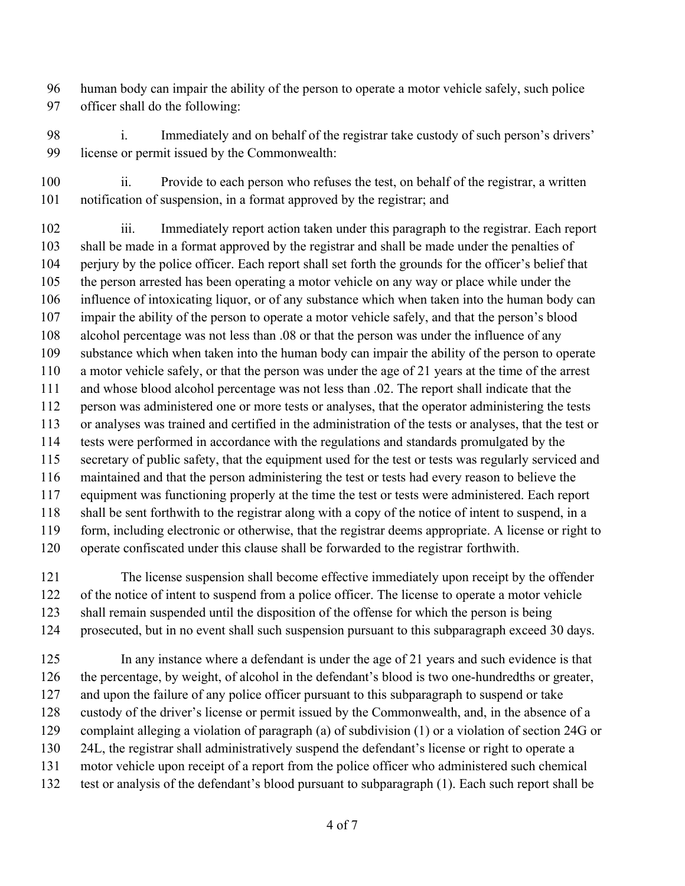human body can impair the ability of the person to operate a motor vehicle safely, such police officer shall do the following:

i. Immediately and on behalf of the registrar take custody of such person's drivers' license or permit issued by the Commonwealth:

ii. Provide to each person who refuses the test, on behalf of the registrar, a written notification of suspension, in a format approved by the registrar; and

iii. Immediately report action taken under this paragraph to the registrar. Each report shall be made in a format approved by the registrar and shall be made under the penalties of perjury by the police officer. Each report shall set forth the grounds for the officer's belief that the person arrested has been operating a motor vehicle on any way or place while under the influence of intoxicating liquor, or of any substance which when taken into the human body can impair the ability of the person to operate a motor vehicle safely, and that the person's blood alcohol percentage was not less than .08 or that the person was under the influence of any substance which when taken into the human body can impair the ability of the person to operate a motor vehicle safely, or that the person was under the age of 21 years at the time of the arrest and whose blood alcohol percentage was not less than .02. The report shall indicate that the person was administered one or more tests or analyses, that the operator administering the tests or analyses was trained and certified in the administration of the tests or analyses, that the test or tests were performed in accordance with the regulations and standards promulgated by the secretary of public safety, that the equipment used for the test or tests was regularly serviced and maintained and that the person administering the test or tests had every reason to believe the equipment was functioning properly at the time the test or tests were administered. Each report shall be sent forthwith to the registrar along with a copy of the notice of intent to suspend, in a form, including electronic or otherwise, that the registrar deems appropriate. A license or right to operate confiscated under this clause shall be forwarded to the registrar forthwith.

The license suspension shall become effective immediately upon receipt by the offender of the notice of intent to suspend from a police officer. The license to operate a motor vehicle shall remain suspended until the disposition of the offense for which the person is being prosecuted, but in no event shall such suspension pursuant to this subparagraph exceed 30 days.

In any instance where a defendant is under the age of 21 years and such evidence is that the percentage, by weight, of alcohol in the defendant's blood is two one-hundredths or greater, and upon the failure of any police officer pursuant to this subparagraph to suspend or take custody of the driver's license or permit issued by the Commonwealth, and, in the absence of a complaint alleging a violation of paragraph (a) of subdivision (1) or a violation of section 24G or 24L, the registrar shall administratively suspend the defendant's license or right to operate a motor vehicle upon receipt of a report from the police officer who administered such chemical test or analysis of the defendant's blood pursuant to subparagraph (1). Each such report shall be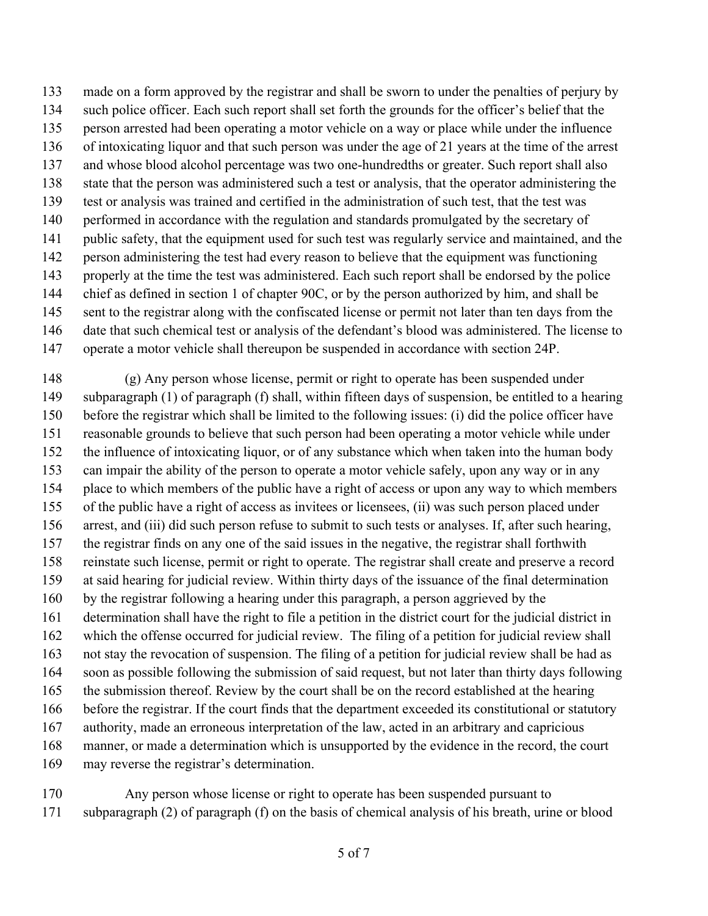made on a form approved by the registrar and shall be sworn to under the penalties of perjury by such police officer. Each such report shall set forth the grounds for the officer's belief that the person arrested had been operating a motor vehicle on a way or place while under the influence of intoxicating liquor and that such person was under the age of 21 years at the time of the arrest and whose blood alcohol percentage was two one-hundredths or greater. Such report shall also state that the person was administered such a test or analysis, that the operator administering the test or analysis was trained and certified in the administration of such test, that the test was performed in accordance with the regulation and standards promulgated by the secretary of public safety, that the equipment used for such test was regularly service and maintained, and the person administering the test had every reason to believe that the equipment was functioning properly at the time the test was administered. Each such report shall be endorsed by the police chief as defined in section 1 of chapter 90C, or by the person authorized by him, and shall be sent to the registrar along with the confiscated license or permit not later than ten days from the date that such chemical test or analysis of the defendant's blood was administered. The license to operate a motor vehicle shall thereupon be suspended in accordance with section 24P.

(g) Any person whose license, permit or right to operate has been suspended under subparagraph (1) of paragraph (f) shall, within fifteen days of suspension, be entitled to a hearing before the registrar which shall be limited to the following issues: (i) did the police officer have reasonable grounds to believe that such person had been operating a motor vehicle while under the influence of intoxicating liquor, or of any substance which when taken into the human body can impair the ability of the person to operate a motor vehicle safely, upon any way or in any place to which members of the public have a right of access or upon any way to which members of the public have a right of access as invitees or licensees, (ii) was such person placed under arrest, and (iii) did such person refuse to submit to such tests or analyses. If, after such hearing, the registrar finds on any one of the said issues in the negative, the registrar shall forthwith reinstate such license, permit or right to operate. The registrar shall create and preserve a record at said hearing for judicial review. Within thirty days of the issuance of the final determination by the registrar following a hearing under this paragraph, a person aggrieved by the determination shall have the right to file a petition in the district court for the judicial district in which the offense occurred for judicial review. The filing of a petition for judicial review shall not stay the revocation of suspension. The filing of a petition for judicial review shall be had as soon as possible following the submission of said request, but not later than thirty days following the submission thereof. Review by the court shall be on the record established at the hearing before the registrar. If the court finds that the department exceeded its constitutional or statutory authority, made an erroneous interpretation of the law, acted in an arbitrary and capricious manner, or made a determination which is unsupported by the evidence in the record, the court may reverse the registrar's determination.

Any person whose license or right to operate has been suspended pursuant to subparagraph (2) of paragraph (f) on the basis of chemical analysis of his breath, urine or blood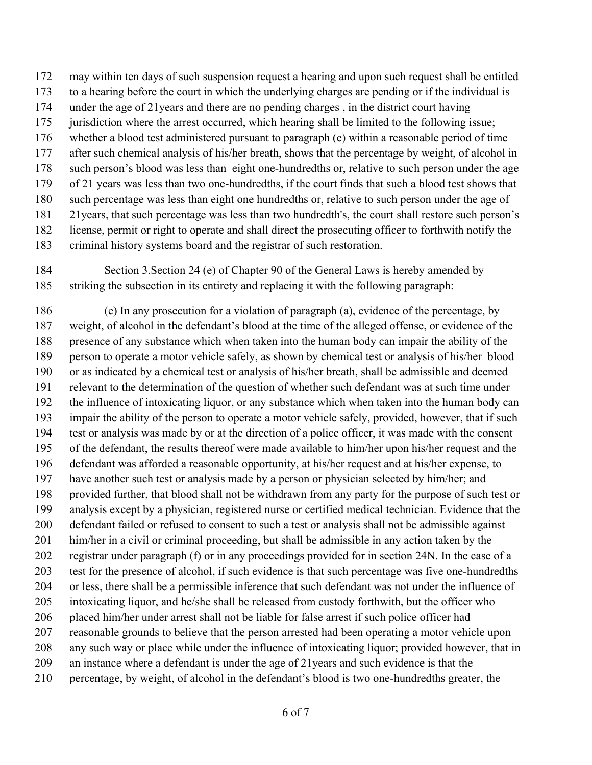may within ten days of such suspension request a hearing and upon such request shall be entitled to a hearing before the court in which the underlying charges are pending or if the individual is under the age of 21years and there are no pending charges , in the district court having jurisdiction where the arrest occurred, which hearing shall be limited to the following issue; whether a blood test administered pursuant to paragraph (e) within a reasonable period of time after such chemical analysis of his/her breath, shows that the percentage by weight, of alcohol in such person's blood was less than eight one-hundredths or, relative to such person under the age of 21 years was less than two one-hundredths, if the court finds that such a blood test shows that such percentage was less than eight one hundredths or, relative to such person under the age of 21years, that such percentage was less than two hundredth's, the court shall restore such person's license, permit or right to operate and shall direct the prosecuting officer to forthwith notify the criminal history systems board and the registrar of such restoration.

Section 3.Section 24 (e) of Chapter 90 of the General Laws is hereby amended by striking the subsection in its entirety and replacing it with the following paragraph:

(e) In any prosecution for a violation of paragraph (a), evidence of the percentage, by weight, of alcohol in the defendant's blood at the time of the alleged offense, or evidence of the presence of any substance which when taken into the human body can impair the ability of the person to operate a motor vehicle safely, as shown by chemical test or analysis of his/her blood or as indicated by a chemical test or analysis of his/her breath, shall be admissible and deemed relevant to the determination of the question of whether such defendant was at such time under the influence of intoxicating liquor, or any substance which when taken into the human body can impair the ability of the person to operate a motor vehicle safely, provided, however, that if such test or analysis was made by or at the direction of a police officer, it was made with the consent of the defendant, the results thereof were made available to him/her upon his/her request and the defendant was afforded a reasonable opportunity, at his/her request and at his/her expense, to have another such test or analysis made by a person or physician selected by him/her; and provided further, that blood shall not be withdrawn from any party for the purpose of such test or analysis except by a physician, registered nurse or certified medical technician. Evidence that the defendant failed or refused to consent to such a test or analysis shall not be admissible against him/her in a civil or criminal proceeding, but shall be admissible in any action taken by the registrar under paragraph (f) or in any proceedings provided for in section 24N. In the case of a test for the presence of alcohol, if such evidence is that such percentage was five one-hundredths or less, there shall be a permissible inference that such defendant was not under the influence of intoxicating liquor, and he/she shall be released from custody forthwith, but the officer who placed him/her under arrest shall not be liable for false arrest if such police officer had reasonable grounds to believe that the person arrested had been operating a motor vehicle upon any such way or place while under the influence of intoxicating liquor; provided however, that in an instance where a defendant is under the age of 21years and such evidence is that the percentage, by weight, of alcohol in the defendant's blood is two one-hundredths greater, the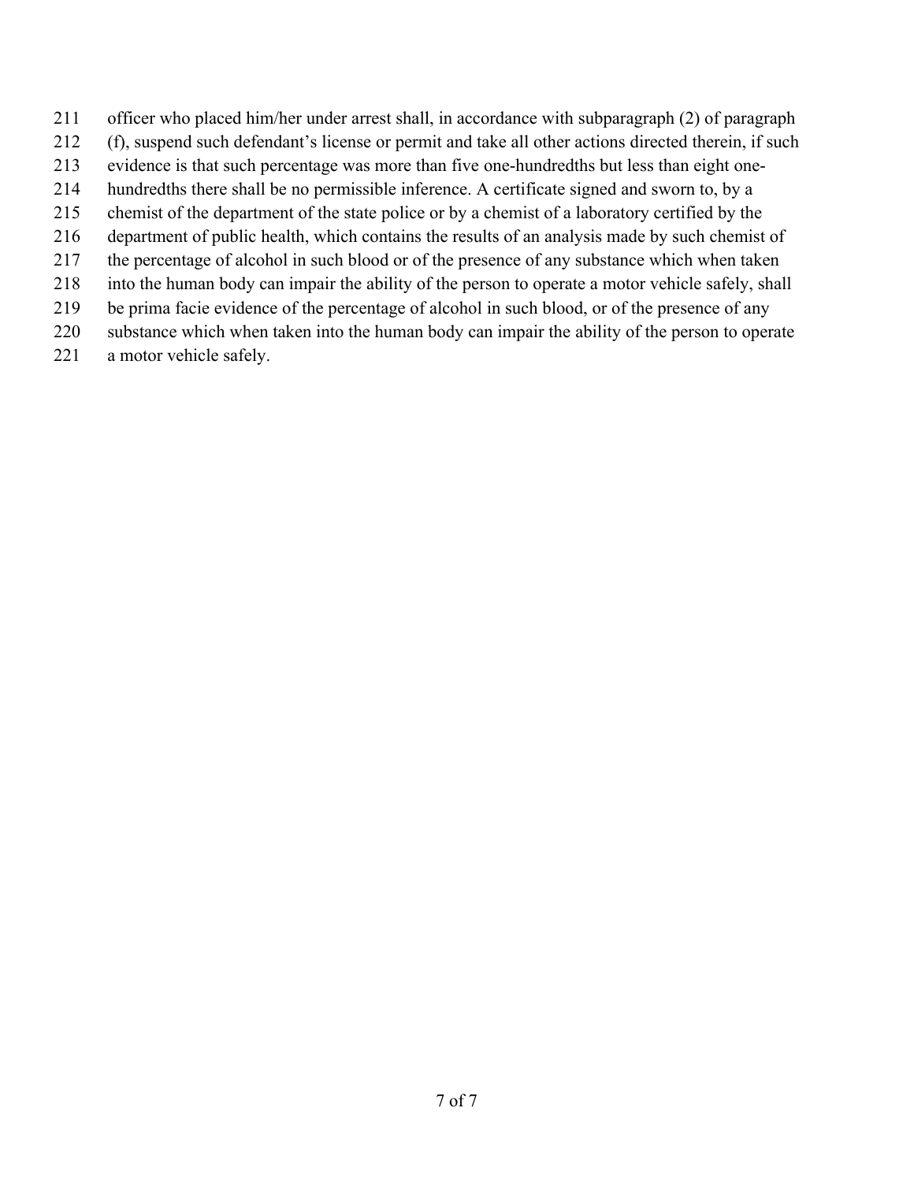officer who placed him/her under arrest shall, in accordance with subparagraph (2) of paragraph (f), suspend such defendant's license or permit and take all other actions directed therein, if such evidence is that such percentage was more than five one-hundredths but less than eight one-hundredths there shall be no permissible inference. A certificate signed and sworn to, by a chemist of the department of the state police or by a chemist of a laboratory certified by the department of public health, which contains the results of an analysis made by such chemist of the percentage of alcohol in such blood or of the presence of any substance which when taken into the human body can impair the ability of the person to operate a motor vehicle safely, shall be prima facie evidence of the percentage of alcohol in such blood, or of the presence of any substance which when taken into the human body can impair the ability of the person to operate a motor vehicle safely.